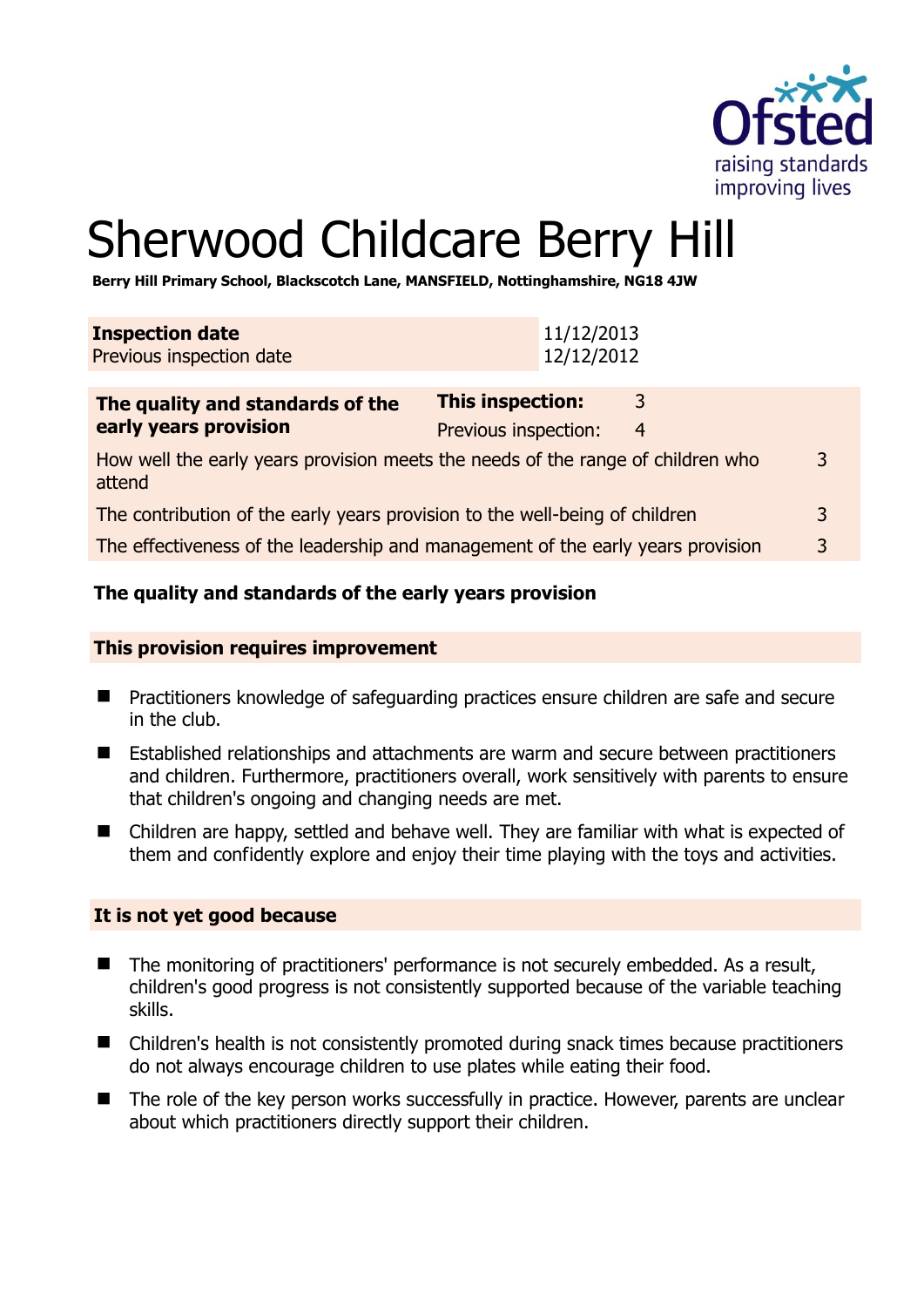# Sherwood Childcare Berry Hill

**Berry Hill Primary School, Blackscotch Lane, MANSFIELD, Nottinghamshire, NG18 4JW**

| **Inspection date** | 11/12/2013 |
|---|---|
| Previous inspection date | 12/12/2012 |

| **The quality and standards of the early years provision** | **This inspection:** | 3 | |
|---|---|---|---|
| | Previous inspection: | 4 | |
| How well the early years provision meets the needs of the range of children who attend | | | 3 |
| The contribution of the early years provision to the well-being of children | | | 3 |
| The effectiveness of the leadership and management of the early years provision | | | 3 |

### The quality and standards of the early years provision

#### This provision requires improvement

- Practitioners knowledge of safeguarding practices ensure children are safe and secure in the club.
- Established relationships and attachments are warm and secure between practitioners and children. Furthermore, practitioners overall, work sensitively with parents to ensure that children's ongoing and changing needs are met.
- Children are happy, settled and behave well. They are familiar with what is expected of them and confidently explore and enjoy their time playing with the toys and activities.

#### It is not yet good because

- The monitoring of practitioners' performance is not securely embedded. As a result, children's good progress is not consistently supported because of the variable teaching skills.
- Children's health is not consistently promoted during snack times because practitioners do not always encourage children to use plates while eating their food.
- The role of the key person works successfully in practice. However, parents are unclear about which practitioners directly support their children.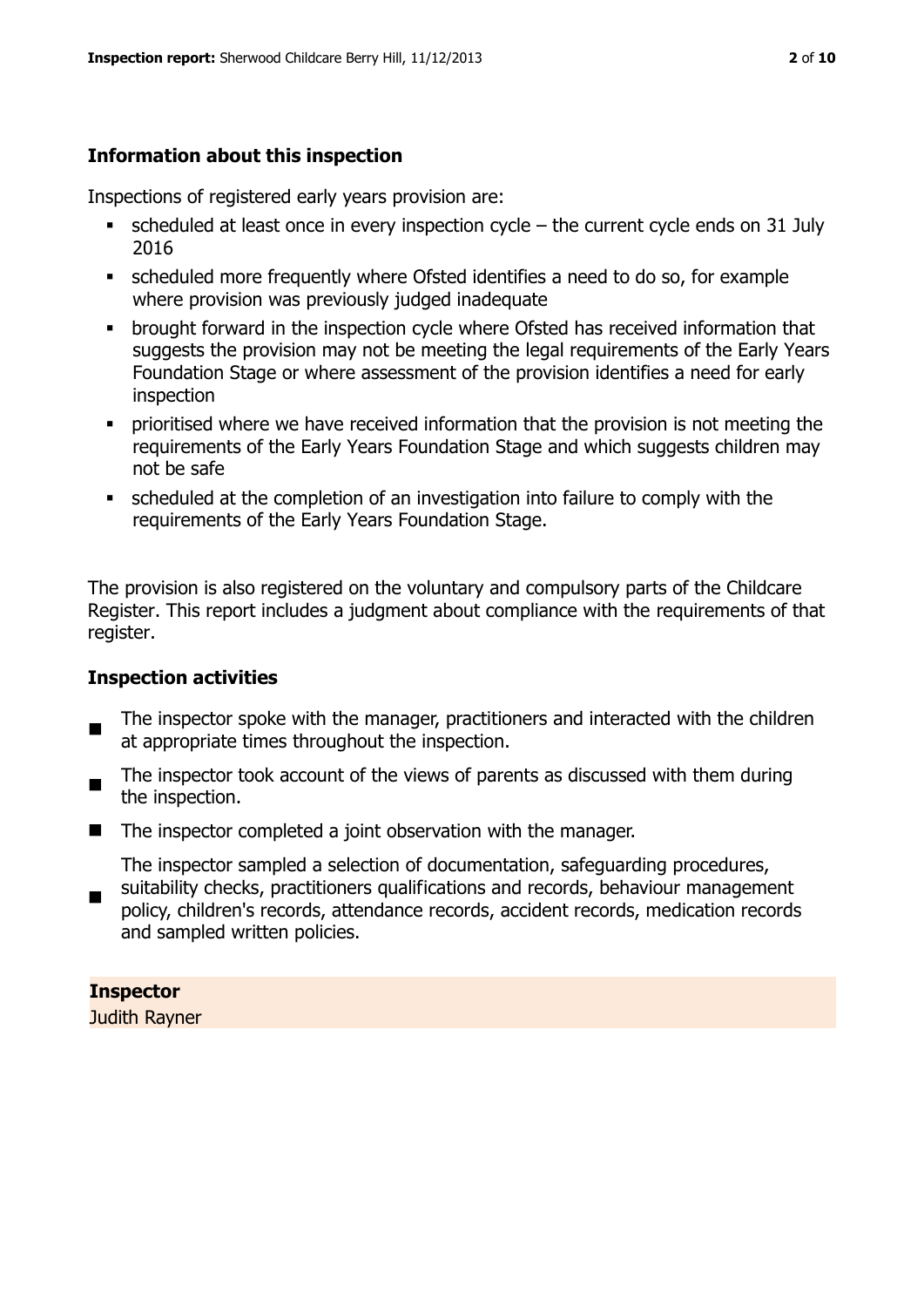## Information about this inspection

Inspections of registered early years provision are:

- scheduled at least once in every inspection cycle – the current cycle ends on 31 July 2016
- scheduled more frequently where Ofsted identifies a need to do so, for example where provision was previously judged inadequate
- brought forward in the inspection cycle where Ofsted has received information that suggests the provision may not be meeting the legal requirements of the Early Years Foundation Stage or where assessment of the provision identifies a need for early inspection
- prioritised where we have received information that the provision is not meeting the requirements of the Early Years Foundation Stage and which suggests children may not be safe
- scheduled at the completion of an investigation into failure to comply with the requirements of the Early Years Foundation Stage.

The provision is also registered on the voluntary and compulsory parts of the Childcare Register. This report includes a judgment about compliance with the requirements of that register.

## Inspection activities

- The inspector spoke with the manager, practitioners and interacted with the children at appropriate times throughout the inspection.
- The inspector took account of the views of parents as discussed with them during the inspection.
- The inspector completed a joint observation with the manager.
- The inspector sampled a selection of documentation, safeguarding procedures, suitability checks, practitioners qualifications and records, behaviour management policy, children's records, attendance records, accident records, medication records and sampled written policies.

**Inspector**
Judith Rayner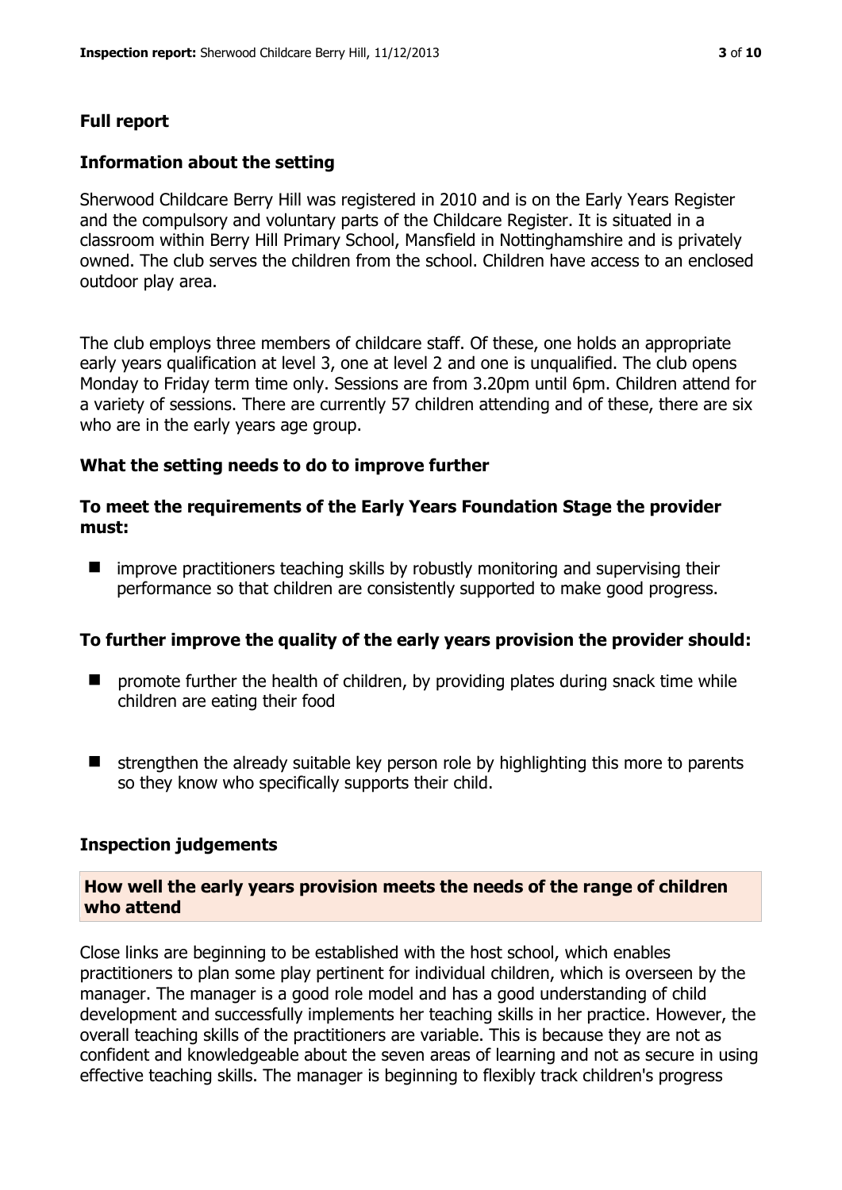## Full report

### Information about the setting

Sherwood Childcare Berry Hill was registered in 2010 and is on the Early Years Register and the compulsory and voluntary parts of the Childcare Register. It is situated in a classroom within Berry Hill Primary School, Mansfield in Nottinghamshire and is privately owned. The club serves the children from the school. Children have access to an enclosed outdoor play area.

The club employs three members of childcare staff. Of these, one holds an appropriate early years qualification at level 3, one at level 2 and one is unqualified. The club opens Monday to Friday term time only. Sessions are from 3.20pm until 6pm. Children attend for a variety of sessions. There are currently 57 children attending and of these, there are six who are in the early years age group.

### What the setting needs to do to improve further

#### To meet the requirements of the Early Years Foundation Stage the provider must:

- improve practitioners teaching skills by robustly monitoring and supervising their performance so that children are consistently supported to make good progress.

#### To further improve the quality of the early years provision the provider should:

- promote further the health of children, by providing plates during snack time while children are eating their food
- strengthen the already suitable key person role by highlighting this more to parents so they know who specifically supports their child.

### Inspection judgements

#### How well the early years provision meets the needs of the range of children who attend

Close links are beginning to be established with the host school, which enables practitioners to plan some play pertinent for individual children, which is overseen by the manager. The manager is a good role model and has a good understanding of child development and successfully implements her teaching skills in her practice. However, the overall teaching skills of the practitioners are variable. This is because they are not as confident and knowledgeable about the seven areas of learning and not as secure in using effective teaching skills. The manager is beginning to flexibly track children's progress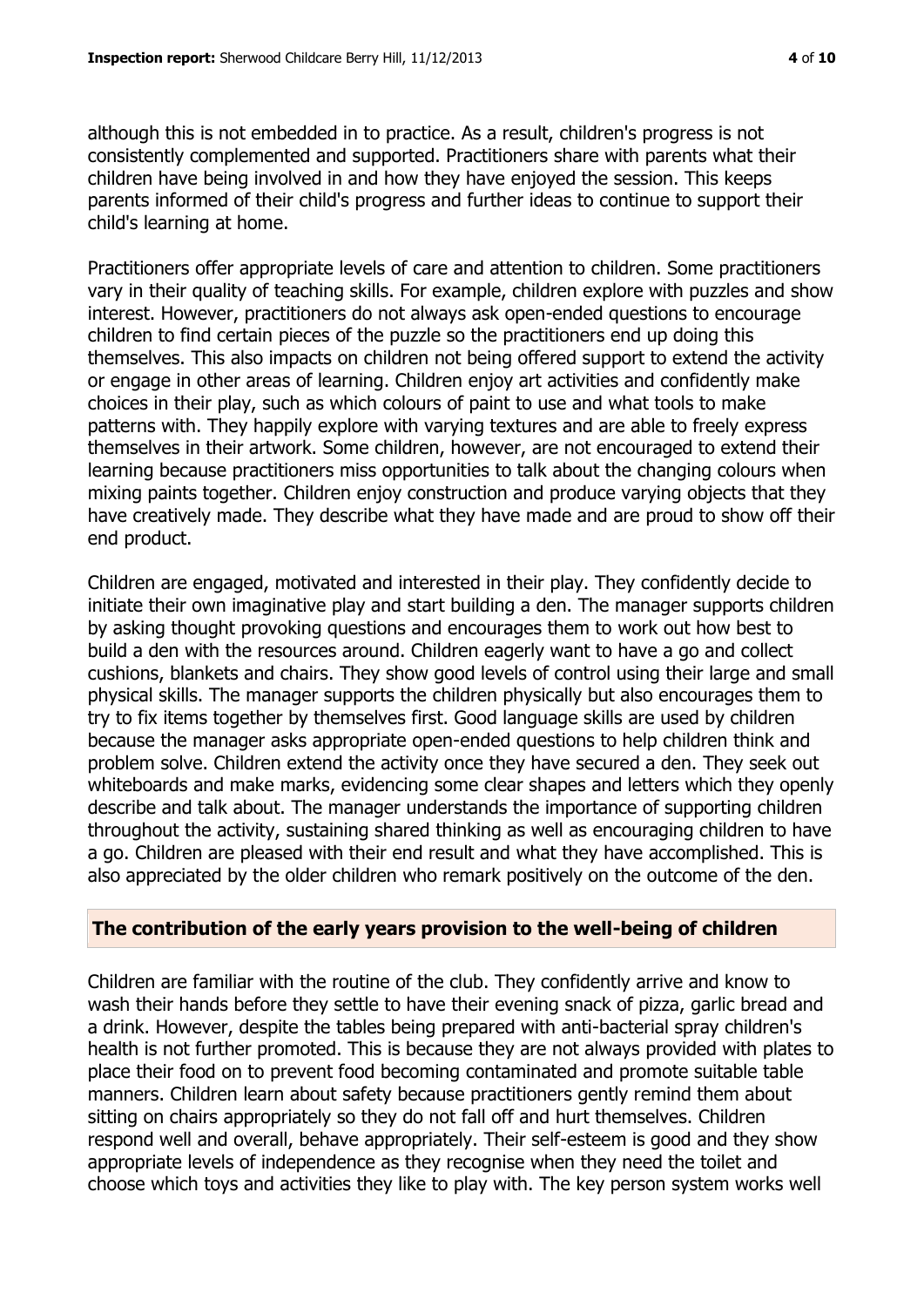although this is not embedded in to practice. As a result, children's progress is not consistently complemented and supported. Practitioners share with parents what their children have being involved in and how they have enjoyed the session. This keeps parents informed of their child's progress and further ideas to continue to support their child's learning at home.

Practitioners offer appropriate levels of care and attention to children. Some practitioners vary in their quality of teaching skills. For example, children explore with puzzles and show interest. However, practitioners do not always ask open-ended questions to encourage children to find certain pieces of the puzzle so the practitioners end up doing this themselves. This also impacts on children not being offered support to extend the activity or engage in other areas of learning. Children enjoy art activities and confidently make choices in their play, such as which colours of paint to use and what tools to make patterns with. They happily explore with varying textures and are able to freely express themselves in their artwork. Some children, however, are not encouraged to extend their learning because practitioners miss opportunities to talk about the changing colours when mixing paints together. Children enjoy construction and produce varying objects that they have creatively made. They describe what they have made and are proud to show off their end product.

Children are engaged, motivated and interested in their play. They confidently decide to initiate their own imaginative play and start building a den. The manager supports children by asking thought provoking questions and encourages them to work out how best to build a den with the resources around. Children eagerly want to have a go and collect cushions, blankets and chairs. They show good levels of control using their large and small physical skills. The manager supports the children physically but also encourages them to try to fix items together by themselves first. Good language skills are used by children because the manager asks appropriate open-ended questions to help children think and problem solve. Children extend the activity once they have secured a den. They seek out whiteboards and make marks, evidencing some clear shapes and letters which they openly describe and talk about. The manager understands the importance of supporting children throughout the activity, sustaining shared thinking as well as encouraging children to have a go. Children are pleased with their end result and what they have accomplished. This is also appreciated by the older children who remark positively on the outcome of the den.

## The contribution of the early years provision to the well-being of children

Children are familiar with the routine of the club. They confidently arrive and know to wash their hands before they settle to have their evening snack of pizza, garlic bread and a drink. However, despite the tables being prepared with anti-bacterial spray children's health is not further promoted. This is because they are not always provided with plates to place their food on to prevent food becoming contaminated and promote suitable table manners. Children learn about safety because practitioners gently remind them about sitting on chairs appropriately so they do not fall off and hurt themselves. Children respond well and overall, behave appropriately. Their self-esteem is good and they show appropriate levels of independence as they recognise when they need the toilet and choose which toys and activities they like to play with. The key person system works well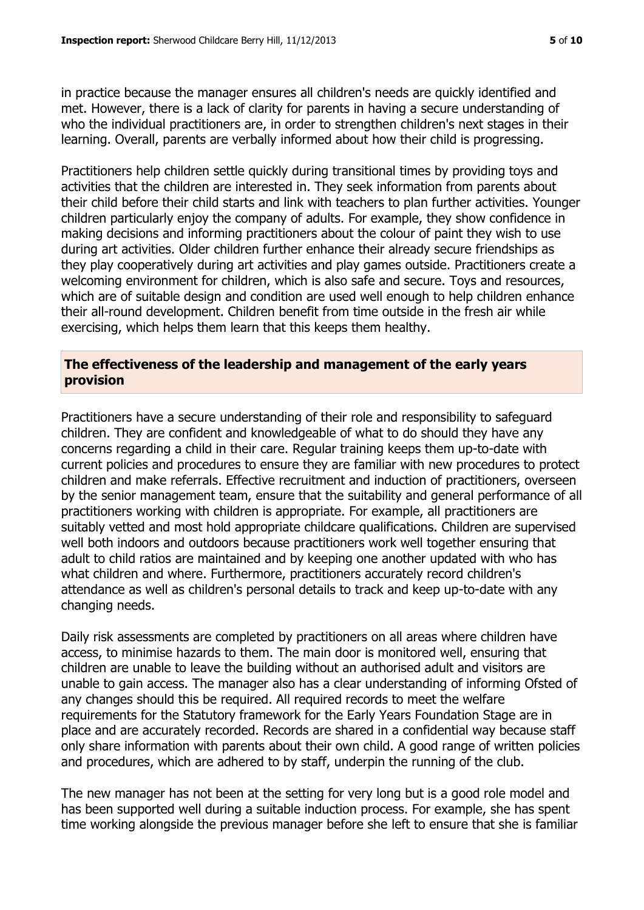in practice because the manager ensures all children's needs are quickly identified and met. However, there is a lack of clarity for parents in having a secure understanding of who the individual practitioners are, in order to strengthen children's next stages in their learning. Overall, parents are verbally informed about how their child is progressing.

Practitioners help children settle quickly during transitional times by providing toys and activities that the children are interested in. They seek information from parents about their child before their child starts and link with teachers to plan further activities. Younger children particularly enjoy the company of adults. For example, they show confidence in making decisions and informing practitioners about the colour of paint they wish to use during art activities. Older children further enhance their already secure friendships as they play cooperatively during art activities and play games outside. Practitioners create a welcoming environment for children, which is also safe and secure. Toys and resources, which are of suitable design and condition are used well enough to help children enhance their all-round development. Children benefit from time outside in the fresh air while exercising, which helps them learn that this keeps them healthy.

## The effectiveness of the leadership and management of the early years provision

Practitioners have a secure understanding of their role and responsibility to safeguard children. They are confident and knowledgeable of what to do should they have any concerns regarding a child in their care. Regular training keeps them up-to-date with current policies and procedures to ensure they are familiar with new procedures to protect children and make referrals. Effective recruitment and induction of practitioners, overseen by the senior management team, ensure that the suitability and general performance of all practitioners working with children is appropriate. For example, all practitioners are suitably vetted and most hold appropriate childcare qualifications. Children are supervised well both indoors and outdoors because practitioners work well together ensuring that adult to child ratios are maintained and by keeping one another updated with who has what children and where. Furthermore, practitioners accurately record children's attendance as well as children's personal details to track and keep up-to-date with any changing needs.

Daily risk assessments are completed by practitioners on all areas where children have access, to minimise hazards to them. The main door is monitored well, ensuring that children are unable to leave the building without an authorised adult and visitors are unable to gain access. The manager also has a clear understanding of informing Ofsted of any changes should this be required. All required records to meet the welfare requirements for the Statutory framework for the Early Years Foundation Stage are in place and are accurately recorded. Records are shared in a confidential way because staff only share information with parents about their own child. A good range of written policies and procedures, which are adhered to by staff, underpin the running of the club.

The new manager has not been at the setting for very long but is a good role model and has been supported well during a suitable induction process. For example, she has spent time working alongside the previous manager before she left to ensure that she is familiar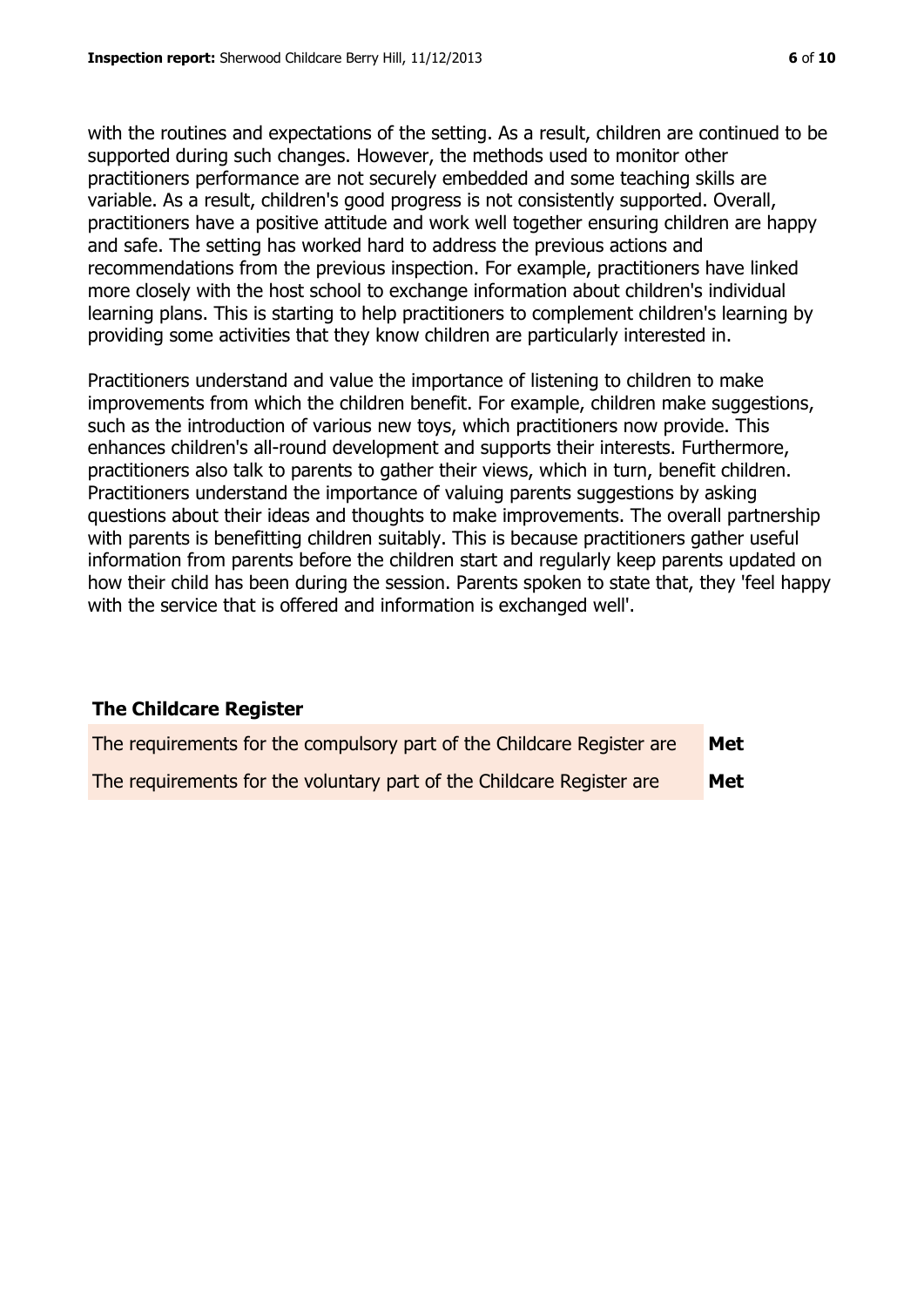with the routines and expectations of the setting. As a result, children are continued to be supported during such changes. However, the methods used to monitor other practitioners performance are not securely embedded and some teaching skills are variable. As a result, children's good progress is not consistently supported. Overall, practitioners have a positive attitude and work well together ensuring children are happy and safe. The setting has worked hard to address the previous actions and recommendations from the previous inspection. For example, practitioners have linked more closely with the host school to exchange information about children's individual learning plans. This is starting to help practitioners to complement children's learning by providing some activities that they know children are particularly interested in.

Practitioners understand and value the importance of listening to children to make improvements from which the children benefit. For example, children make suggestions, such as the introduction of various new toys, which practitioners now provide. This enhances children's all-round development and supports their interests. Furthermore, practitioners also talk to parents to gather their views, which in turn, benefit children. Practitioners understand the importance of valuing parents suggestions by asking questions about their ideas and thoughts to make improvements. The overall partnership with parents is benefitting children suitably. This is because practitioners gather useful information from parents before the children start and regularly keep parents updated on how their child has been during the session. Parents spoken to state that, they 'feel happy with the service that is offered and information is exchanged well'.

## The Childcare Register

| | |
|---|---|
| The requirements for the compulsory part of the Childcare Register are | **Met** |
| The requirements for the voluntary part of the Childcare Register are | **Met** |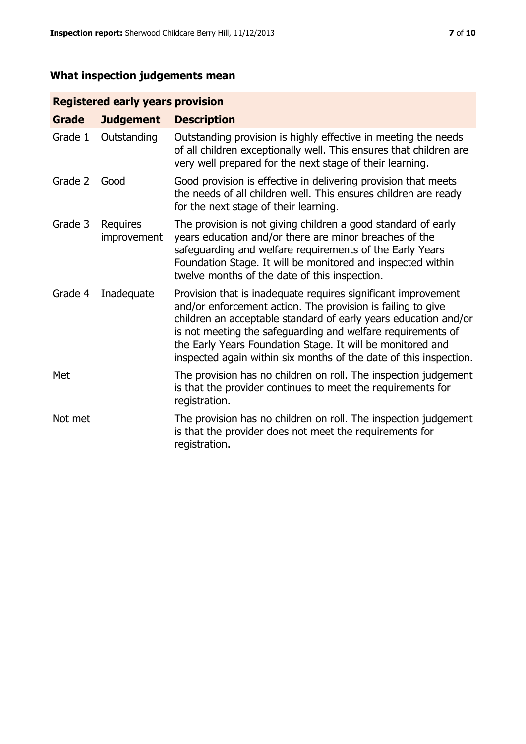## What inspection judgements mean

| Registered early years provision | | |
|---|---|---|
| **Grade** | **Judgement** | **Description** |
| Grade 1 | Outstanding | Outstanding provision is highly effective in meeting the needs of all children exceptionally well. This ensures that children are very well prepared for the next stage of their learning. |
| Grade 2 | Good | Good provision is effective in delivering provision that meets the needs of all children well. This ensures children are ready for the next stage of their learning. |
| Grade 3 | Requires improvement | The provision is not giving children a good standard of early years education and/or there are minor breaches of the safeguarding and welfare requirements of the Early Years Foundation Stage. It will be monitored and inspected within twelve months of the date of this inspection. |
| Grade 4 | Inadequate | Provision that is inadequate requires significant improvement and/or enforcement action. The provision is failing to give children an acceptable standard of early years education and/or is not meeting the safeguarding and welfare requirements of the Early Years Foundation Stage. It will be monitored and inspected again within six months of the date of this inspection. |
| Met | | The provision has no children on roll. The inspection judgement is that the provider continues to meet the requirements for registration. |
| Not met | | The provision has no children on roll. The inspection judgement is that the provider does not meet the requirements for registration. |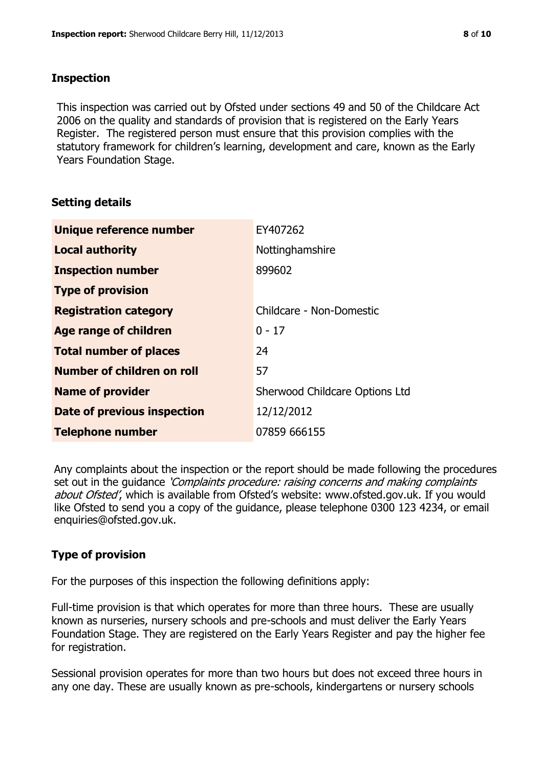## Inspection

This inspection was carried out by Ofsted under sections 49 and 50 of the Childcare Act 2006 on the quality and standards of provision that is registered on the Early Years Register. The registered person must ensure that this provision complies with the statutory framework for children's learning, development and care, known as the Early Years Foundation Stage.

## Setting details

| | |
|---|---|
| **Unique reference number** | EY407262 |
| **Local authority** | Nottinghamshire |
| **Inspection number** | 899602 |
| **Type of provision** | |
| **Registration category** | Childcare - Non-Domestic |
| **Age range of children** | 0 - 17 |
| **Total number of places** | 24 |
| **Number of children on roll** | 57 |
| **Name of provider** | Sherwood Childcare Options Ltd |
| **Date of previous inspection** | 12/12/2012 |
| **Telephone number** | 07859 666155 |

Any complaints about the inspection or the report should be made following the procedures set out in the guidance *'Complaints procedure: raising concerns and making complaints about Ofsted'*, which is available from Ofsted's website: www.ofsted.gov.uk. If you would like Ofsted to send you a copy of the guidance, please telephone 0300 123 4234, or email enquiries@ofsted.gov.uk.

## Type of provision

For the purposes of this inspection the following definitions apply:

Full-time provision is that which operates for more than three hours. These are usually known as nurseries, nursery schools and pre-schools and must deliver the Early Years Foundation Stage. They are registered on the Early Years Register and pay the higher fee for registration.

Sessional provision operates for more than two hours but does not exceed three hours in any one day. These are usually known as pre-schools, kindergartens or nursery schools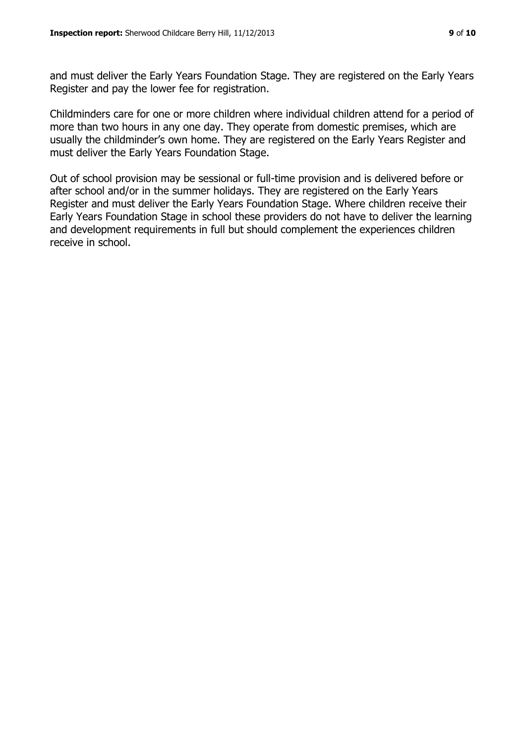and must deliver the Early Years Foundation Stage. They are registered on the Early Years Register and pay the lower fee for registration.

Childminders care for one or more children where individual children attend for a period of more than two hours in any one day. They operate from domestic premises, which are usually the childminder's own home. They are registered on the Early Years Register and must deliver the Early Years Foundation Stage.

Out of school provision may be sessional or full-time provision and is delivered before or after school and/or in the summer holidays. They are registered on the Early Years Register and must deliver the Early Years Foundation Stage. Where children receive their Early Years Foundation Stage in school these providers do not have to deliver the learning and development requirements in full but should complement the experiences children receive in school.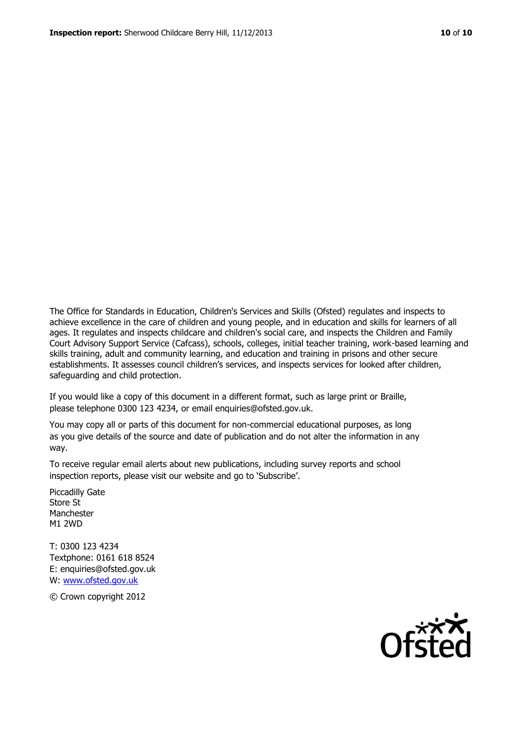The Office for Standards in Education, Children's Services and Skills (Ofsted) regulates and inspects to achieve excellence in the care of children and young people, and in education and skills for learners of all ages. It regulates and inspects childcare and children's social care, and inspects the Children and Family Court Advisory Support Service (Cafcass), schools, colleges, initial teacher training, work-based learning and skills training, adult and community learning, and education and training in prisons and other secure establishments. It assesses council children's services, and inspects services for looked after children, safeguarding and child protection.

If you would like a copy of this document in a different format, such as large print or Braille, please telephone 0300 123 4234, or email enquiries@ofsted.gov.uk.

You may copy all or parts of this document for non-commercial educational purposes, as long as you give details of the source and date of publication and do not alter the information in any way.

To receive regular email alerts about new publications, including survey reports and school inspection reports, please visit our website and go to 'Subscribe'.

Piccadilly Gate
Store St
Manchester
M1 2WD

T: 0300 123 4234
Textphone: 0161 618 8524
E: enquiries@ofsted.gov.uk
W: www.ofsted.gov.uk

© Crown copyright 2012

Ofsted